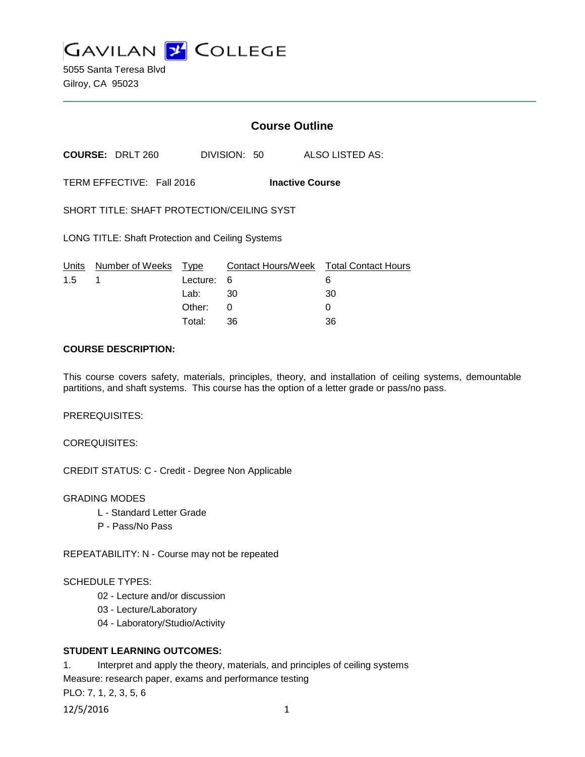# GAVILAN COLLEGE

5055 Santa Teresa Blvd
Gilroy, CA 95023

## Course Outline

**COURSE:** DRLT 260 DIVISION: 50 ALSO LISTED AS:

TERM EFFECTIVE: Fall 2016 **Inactive Course**

SHORT TITLE: SHAFT PROTECTION/CEILING SYST

LONG TITLE: Shaft Protection and Ceiling Systems

| Units | Number of Weeks | Type | Contact Hours/Week | Total Contact Hours |
|---|---|---|---|---|
| 1.5 | 1 | Lecture: | 6 | 6 |
| | | Lab: | 30 | 30 |
| | | Other: | 0 | 0 |
| | | Total: | 36 | 36 |

**COURSE DESCRIPTION:**

This course covers safety, materials, principles, theory, and installation of ceiling systems, demountable partitions, and shaft systems. This course has the option of a letter grade or pass/no pass.

PREREQUISITES:

COREQUISITES:

CREDIT STATUS: C - Credit - Degree Non Applicable

GRADING MODES

- L - Standard Letter Grade
- P - Pass/No Pass

REPEATABILITY: N - Course may not be repeated

SCHEDULE TYPES:

- 02 - Lecture and/or discussion
- 03 - Lecture/Laboratory
- 04 - Laboratory/Studio/Activity

**STUDENT LEARNING OUTCOMES:**

1. Interpret and apply the theory, materials, and principles of ceiling systems

Measure: research paper, exams and performance testing

PLO: 7, 1, 2, 3, 5, 6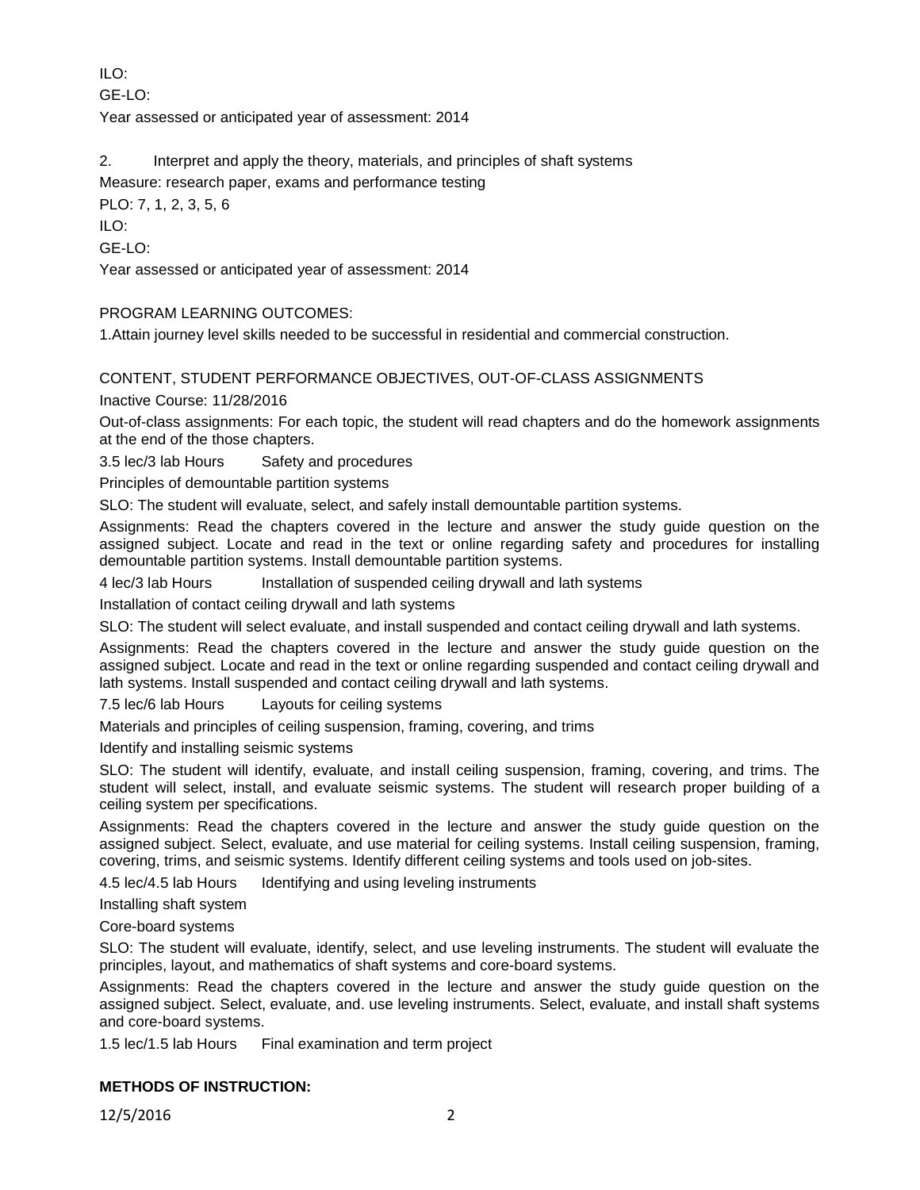ILO:

GE-LO:

Year assessed or anticipated year of assessment: 2014

2. Interpret and apply the theory, materials, and principles of shaft systems

Measure: research paper, exams and performance testing

PLO: 7, 1, 2, 3, 5, 6

ILO:

GE-LO:

Year assessed or anticipated year of assessment: 2014

PROGRAM LEARNING OUTCOMES:

1.Attain journey level skills needed to be successful in residential and commercial construction.

CONTENT, STUDENT PERFORMANCE OBJECTIVES, OUT-OF-CLASS ASSIGNMENTS

Inactive Course: 11/28/2016

Out-of-class assignments: For each topic, the student will read chapters and do the homework assignments at the end of the those chapters.

3.5 lec/3 lab Hours Safety and procedures

Principles of demountable partition systems

SLO: The student will evaluate, select, and safely install demountable partition systems.

Assignments: Read the chapters covered in the lecture and answer the study guide question on the assigned subject. Locate and read in the text or online regarding safety and procedures for installing demountable partition systems. Install demountable partition systems.

4 lec/3 lab Hours Installation of suspended ceiling drywall and lath systems

Installation of contact ceiling drywall and lath systems

SLO: The student will select evaluate, and install suspended and contact ceiling drywall and lath systems.

Assignments: Read the chapters covered in the lecture and answer the study guide question on the assigned subject. Locate and read in the text or online regarding suspended and contact ceiling drywall and lath systems. Install suspended and contact ceiling drywall and lath systems.

7.5 lec/6 lab Hours Layouts for ceiling systems

Materials and principles of ceiling suspension, framing, covering, and trims

Identify and installing seismic systems

SLO: The student will identify, evaluate, and install ceiling suspension, framing, covering, and trims. The student will select, install, and evaluate seismic systems. The student will research proper building of a ceiling system per specifications.

Assignments: Read the chapters covered in the lecture and answer the study guide question on the assigned subject. Select, evaluate, and use material for ceiling systems. Install ceiling suspension, framing, covering, trims, and seismic systems. Identify different ceiling systems and tools used on job-sites.

4.5 lec/4.5 lab Hours Identifying and using leveling instruments

Installing shaft system

Core-board systems

SLO: The student will evaluate, identify, select, and use leveling instruments. The student will evaluate the principles, layout, and mathematics of shaft systems and core-board systems.

Assignments: Read the chapters covered in the lecture and answer the study guide question on the assigned subject. Select, evaluate, and. use leveling instruments. Select, evaluate, and install shaft systems and core-board systems.

1.5 lec/1.5 lab Hours Final examination and term project

**METHODS OF INSTRUCTION:**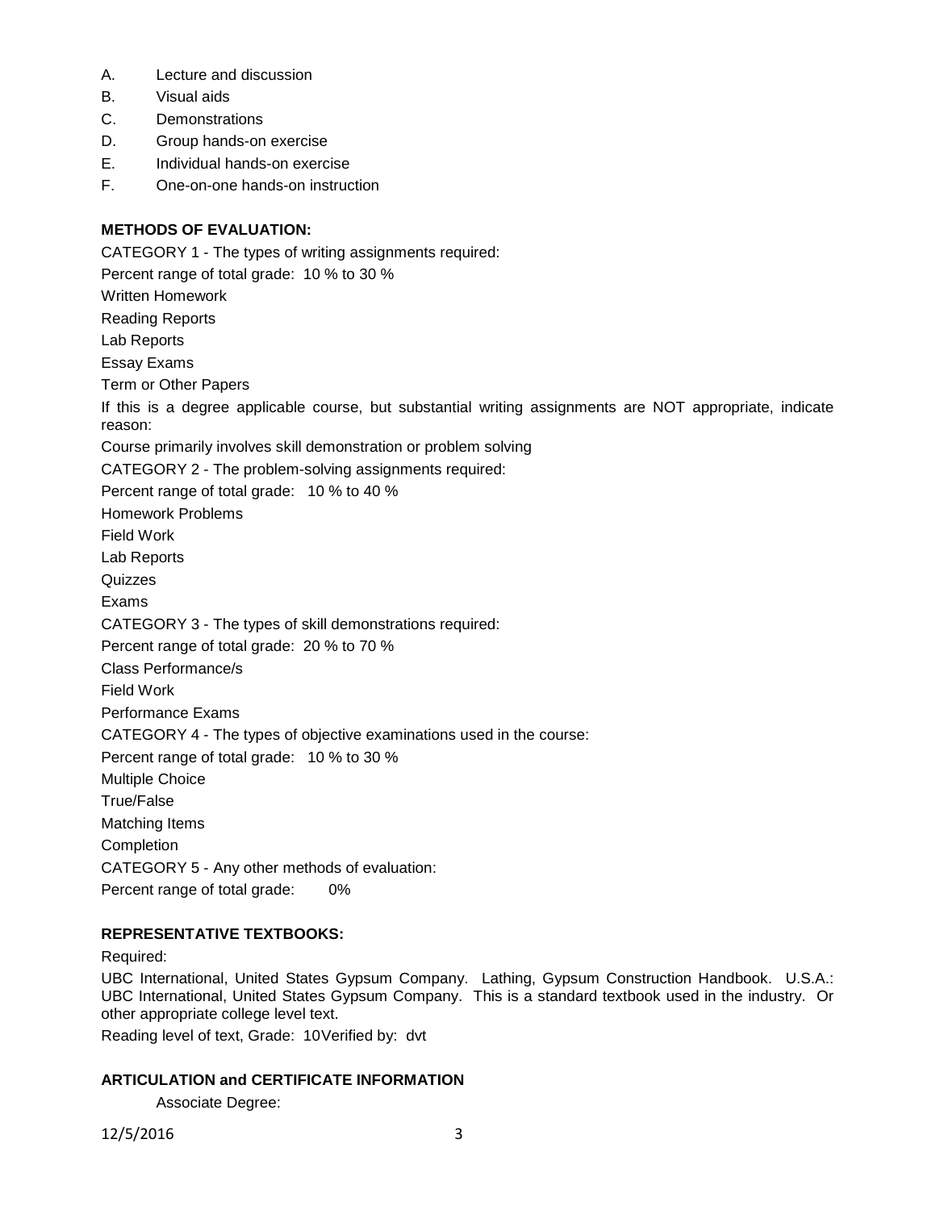A. Lecture and discussion
B. Visual aids
C. Demonstrations
D. Group hands-on exercise
E. Individual hands-on exercise
F. One-on-one hands-on instruction

**METHODS OF EVALUATION:**

CATEGORY 1 - The types of writing assignments required:

Percent range of total grade: 10 % to 30 %

Written Homework

Reading Reports

Lab Reports

Essay Exams

Term or Other Papers

If this is a degree applicable course, but substantial writing assignments are NOT appropriate, indicate reason:

Course primarily involves skill demonstration or problem solving

CATEGORY 2 - The problem-solving assignments required:

Percent range of total grade: 10 % to 40 %

Homework Problems

Field Work

Lab Reports

Quizzes

Exams

CATEGORY 3 - The types of skill demonstrations required:

Percent range of total grade: 20 % to 70 %

Class Performance/s

Field Work

Performance Exams

CATEGORY 4 - The types of objective examinations used in the course:

Percent range of total grade: 10 % to 30 %

Multiple Choice

True/False

Matching Items

Completion

CATEGORY 5 - Any other methods of evaluation:

Percent range of total grade: 0%

**REPRESENTATIVE TEXTBOOKS:**

Required:

UBC International, United States Gypsum Company. Lathing, Gypsum Construction Handbook. U.S.A.: UBC International, United States Gypsum Company. This is a standard textbook used in the industry. Or other appropriate college level text.

Reading level of text, Grade: 10Verified by: dvt

**ARTICULATION and CERTIFICATE INFORMATION**

Associate Degree: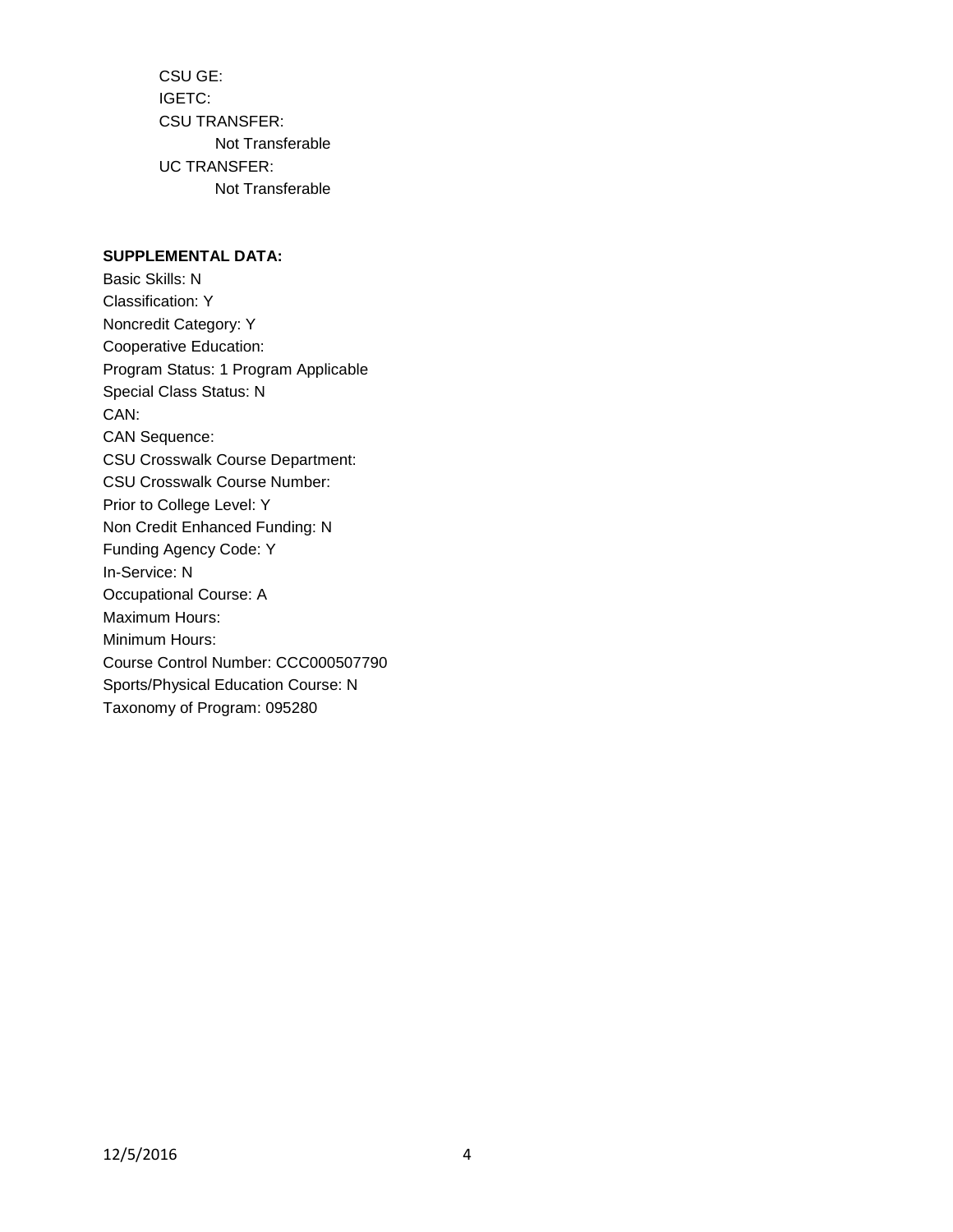CSU GE:

IGETC:

CSU TRANSFER:

Not Transferable

UC TRANSFER:

Not Transferable

**SUPPLEMENTAL DATA:**

Basic Skills: N
Classification: Y
Noncredit Category: Y
Cooperative Education:
Program Status: 1 Program Applicable
Special Class Status: N
CAN:
CAN Sequence:
CSU Crosswalk Course Department:
CSU Crosswalk Course Number:
Prior to College Level: Y
Non Credit Enhanced Funding: N
Funding Agency Code: Y
In-Service: N
Occupational Course: A
Maximum Hours:
Minimum Hours:
Course Control Number: CCC000507790
Sports/Physical Education Course: N
Taxonomy of Program: 095280